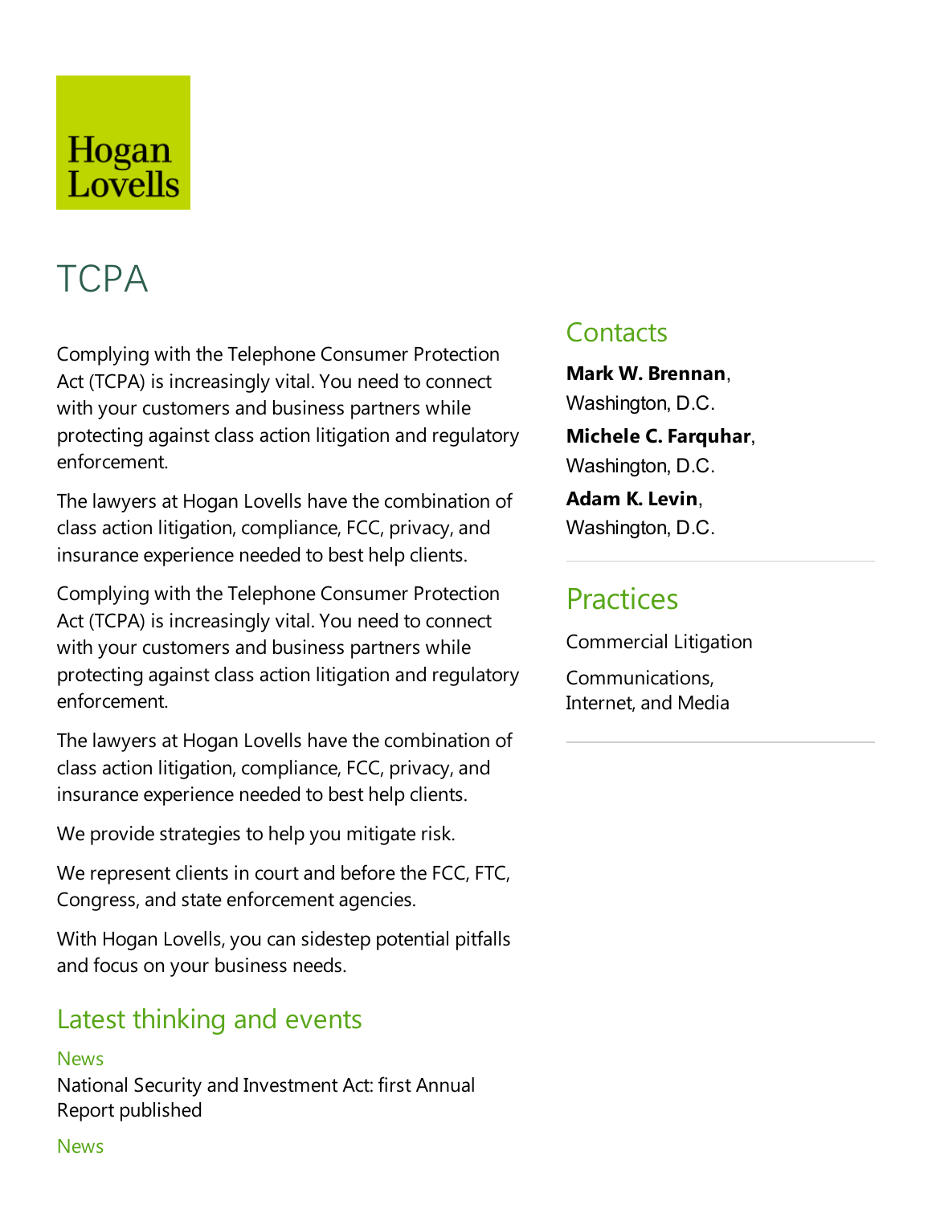Hogan Lovells

# TCPA

Complying with the Telephone Consumer Protection Act (TCPA) is increasingly vital. You need to connect with your customers and business partners while protecting against class action litigation and regulatory enforcement.

The lawyers at Hogan Lovells have the combination of class action litigation, compliance, FCC, privacy, and insurance experience needed to best help clients.

Complying with the Telephone Consumer Protection Act (TCPA) is increasingly vital. You need to connect with your customers and business partners while protecting against class action litigation and regulatory enforcement.

The lawyers at Hogan Lovells have the combination of class action litigation, compliance, FCC, privacy, and insurance experience needed to best help clients.

We provide strategies to help you mitigate risk.

We represent clients in court and before the FCC, FTC, Congress, and state enforcement agencies.

With Hogan Lovells, you can sidestep potential pitfalls and focus on your business needs.

## Contacts

**Mark W. Brennan**, Washington, D.C.

**Michele C. Farquhar**, Washington, D.C.

**Adam K. Levin**, Washington, D.C.

## Practices

Commercial Litigation

Communications, Internet, and Media

## Latest thinking and events

News

National Security and Investment Act: first Annual Report published

News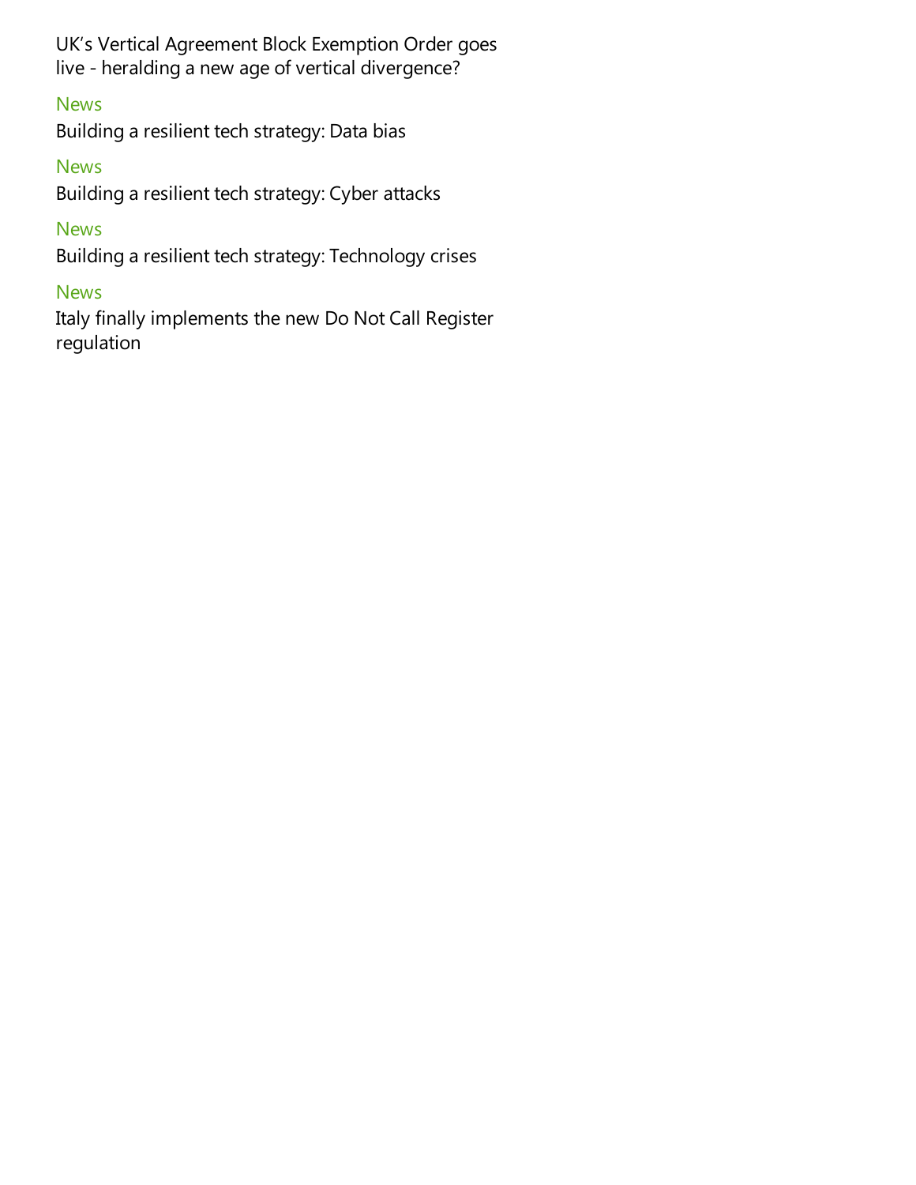UK’s Vertical Agreement Block Exemption Order goes live - heralding a new age of vertical divergence?

News

Building a resilient tech strategy: Data bias

News

Building a resilient tech strategy: Cyber attacks

News

Building a resilient tech strategy: Technology crises

News

Italy finally implements the new Do Not Call Register regulation